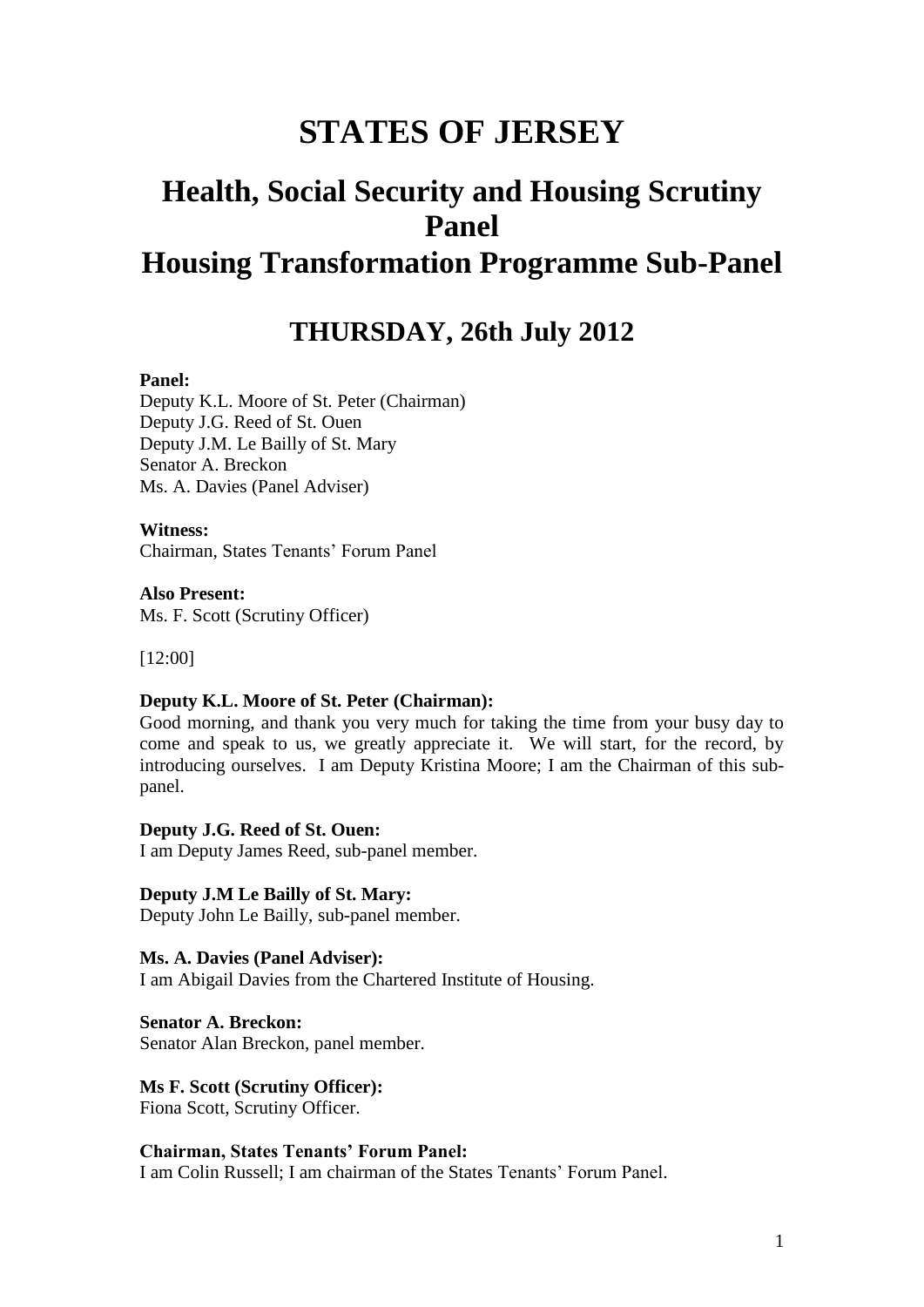# STATES OF JERSEY

## Health, Social Security and Housing Scrutiny Panel
## Housing Transformation Programme Sub-Panel

### THURSDAY, 26th July 2012

**Panel:**
Deputy K.L. Moore of St. Peter (Chairman)
Deputy J.G. Reed of St. Ouen
Deputy J.M. Le Bailly of St. Mary
Senator A. Breckon
Ms. A. Davies (Panel Adviser)

**Witness:**
Chairman, States Tenants' Forum Panel

**Also Present:**
Ms. F. Scott (Scrutiny Officer)

[12:00]

**Deputy K.L. Moore of St. Peter (Chairman):**
Good morning, and thank you very much for taking the time from your busy day to come and speak to us, we greatly appreciate it. We will start, for the record, by introducing ourselves. I am Deputy Kristina Moore; I am the Chairman of this sub-panel.

**Deputy J.G. Reed of St. Ouen:**
I am Deputy James Reed, sub-panel member.

**Deputy J.M Le Bailly of St. Mary:**
Deputy John Le Bailly, sub-panel member.

**Ms. A. Davies (Panel Adviser):**
I am Abigail Davies from the Chartered Institute of Housing.

**Senator A. Breckon:**
Senator Alan Breckon, panel member.

**Ms F. Scott (Scrutiny Officer):**
Fiona Scott, Scrutiny Officer.

**Chairman, States Tenants' Forum Panel:**
I am Colin Russell; I am chairman of the States Tenants' Forum Panel.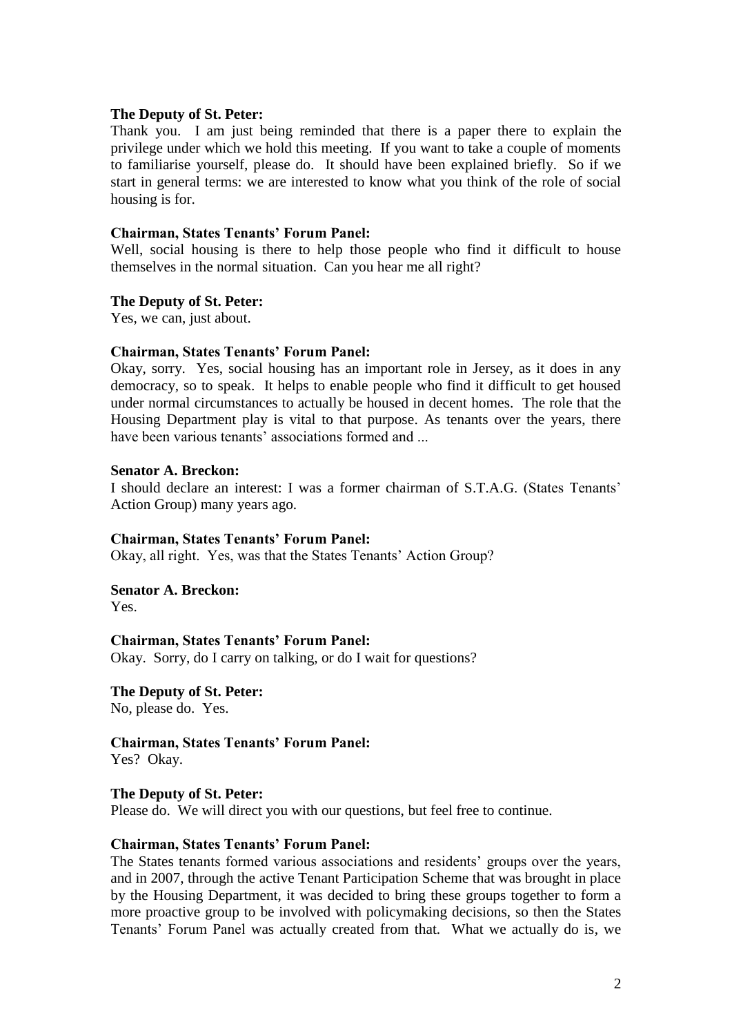**The Deputy of St. Peter:**

Thank you. I am just being reminded that there is a paper there to explain the privilege under which we hold this meeting. If you want to take a couple of moments to familiarise yourself, please do. It should have been explained briefly. So if we start in general terms: we are interested to know what you think of the role of social housing is for.

**Chairman, States Tenants' Forum Panel:**

Well, social housing is there to help those people who find it difficult to house themselves in the normal situation. Can you hear me all right?

**The Deputy of St. Peter:**

Yes, we can, just about.

**Chairman, States Tenants' Forum Panel:**

Okay, sorry. Yes, social housing has an important role in Jersey, as it does in any democracy, so to speak. It helps to enable people who find it difficult to get housed under normal circumstances to actually be housed in decent homes. The role that the Housing Department play is vital to that purpose. As tenants over the years, there have been various tenants' associations formed and ...

**Senator A. Breckon:**

I should declare an interest: I was a former chairman of S.T.A.G. (States Tenants' Action Group) many years ago.

**Chairman, States Tenants' Forum Panel:**

Okay, all right. Yes, was that the States Tenants' Action Group?

**Senator A. Breckon:**

Yes.

**Chairman, States Tenants' Forum Panel:**

Okay. Sorry, do I carry on talking, or do I wait for questions?

**The Deputy of St. Peter:**

No, please do. Yes.

**Chairman, States Tenants' Forum Panel:**

Yes? Okay.

**The Deputy of St. Peter:**

Please do. We will direct you with our questions, but feel free to continue.

**Chairman, States Tenants' Forum Panel:**

The States tenants formed various associations and residents' groups over the years, and in 2007, through the active Tenant Participation Scheme that was brought in place by the Housing Department, it was decided to bring these groups together to form a more proactive group to be involved with policymaking decisions, so then the States Tenants' Forum Panel was actually created from that. What we actually do is, we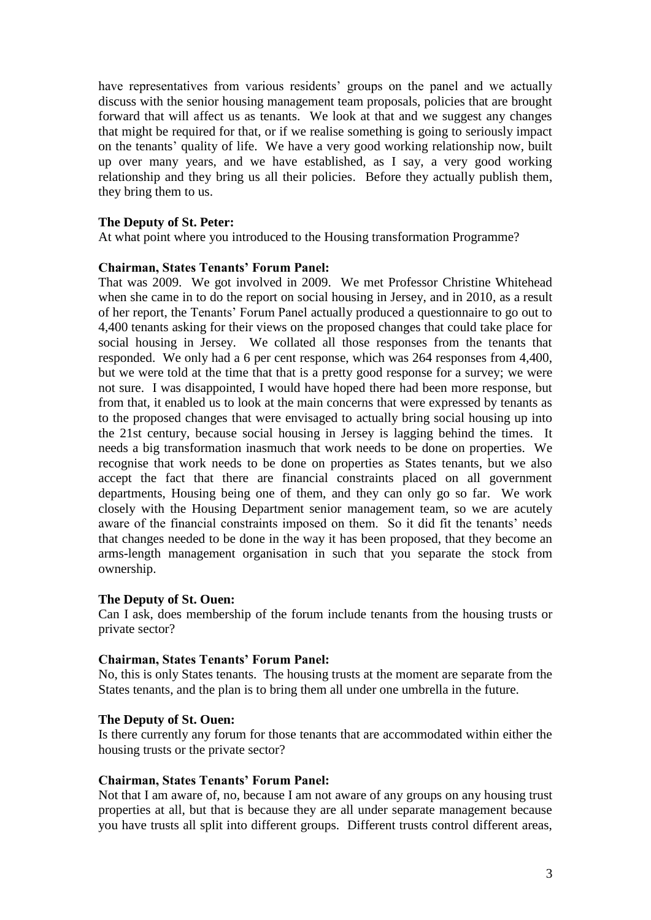have representatives from various residents' groups on the panel and we actually discuss with the senior housing management team proposals, policies that are brought forward that will affect us as tenants. We look at that and we suggest any changes that might be required for that, or if we realise something is going to seriously impact on the tenants' quality of life. We have a very good working relationship now, built up over many years, and we have established, as I say, a very good working relationship and they bring us all their policies. Before they actually publish them, they bring them to us.

**The Deputy of St. Peter:**
At what point where you introduced to the Housing transformation Programme?

**Chairman, States Tenants' Forum Panel:**
That was 2009. We got involved in 2009. We met Professor Christine Whitehead when she came in to do the report on social housing in Jersey, and in 2010, as a result of her report, the Tenants' Forum Panel actually produced a questionnaire to go out to 4,400 tenants asking for their views on the proposed changes that could take place for social housing in Jersey. We collated all those responses from the tenants that responded. We only had a 6 per cent response, which was 264 responses from 4,400, but we were told at the time that that is a pretty good response for a survey; we were not sure. I was disappointed, I would have hoped there had been more response, but from that, it enabled us to look at the main concerns that were expressed by tenants as to the proposed changes that were envisaged to actually bring social housing up into the 21st century, because social housing in Jersey is lagging behind the times. It needs a big transformation inasmuch that work needs to be done on properties. We recognise that work needs to be done on properties as States tenants, but we also accept the fact that there are financial constraints placed on all government departments, Housing being one of them, and they can only go so far. We work closely with the Housing Department senior management team, so we are acutely aware of the financial constraints imposed on them. So it did fit the tenants' needs that changes needed to be done in the way it has been proposed, that they become an arms-length management organisation in such that you separate the stock from ownership.

**The Deputy of St. Ouen:**
Can I ask, does membership of the forum include tenants from the housing trusts or private sector?

**Chairman, States Tenants' Forum Panel:**
No, this is only States tenants. The housing trusts at the moment are separate from the States tenants, and the plan is to bring them all under one umbrella in the future.

**The Deputy of St. Ouen:**
Is there currently any forum for those tenants that are accommodated within either the housing trusts or the private sector?

**Chairman, States Tenants' Forum Panel:**
Not that I am aware of, no, because I am not aware of any groups on any housing trust properties at all, but that is because they are all under separate management because you have trusts all split into different groups. Different trusts control different areas,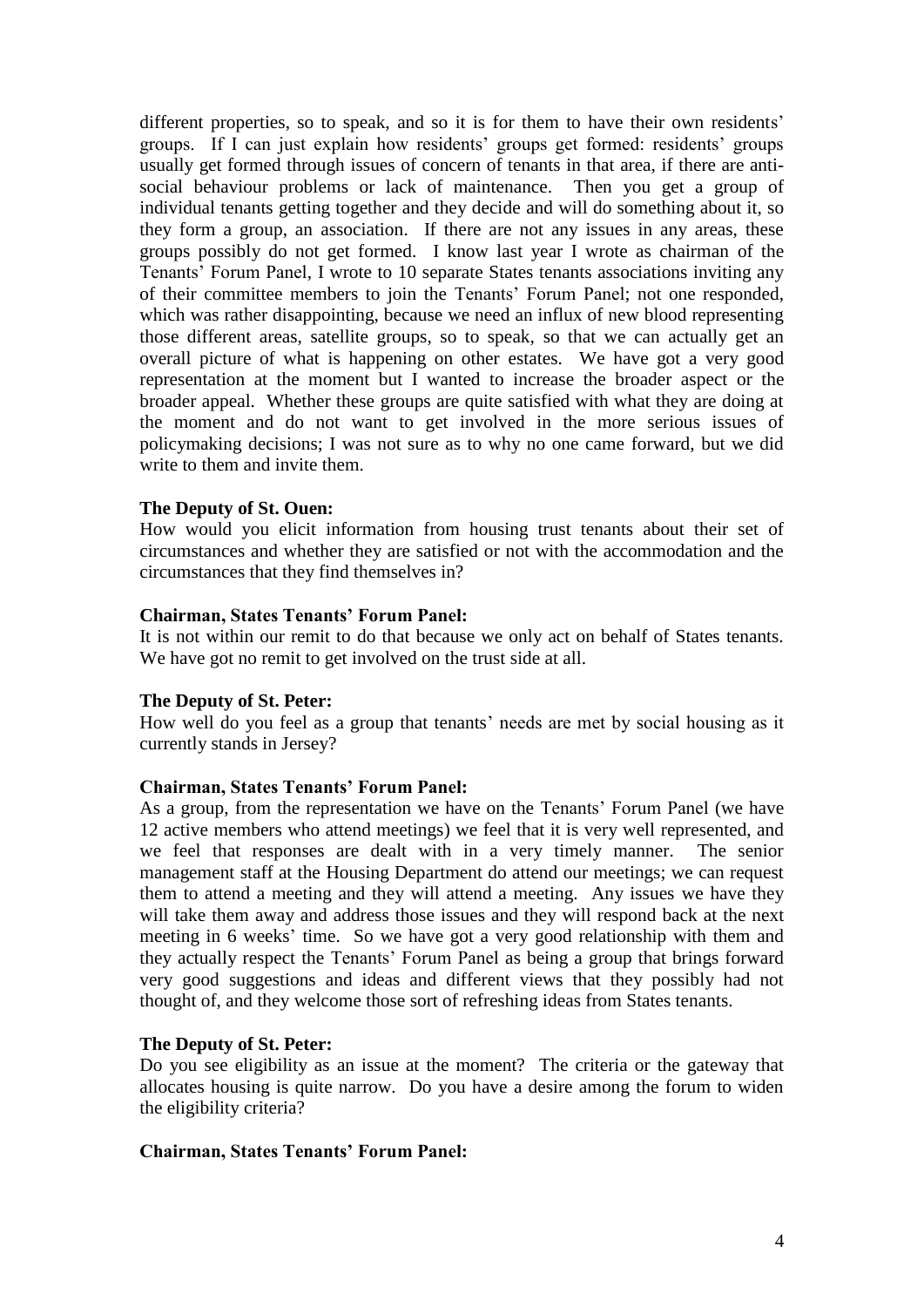different properties, so to speak, and so it is for them to have their own residents' groups. If I can just explain how residents' groups get formed: residents' groups usually get formed through issues of concern of tenants in that area, if there are anti-social behaviour problems or lack of maintenance. Then you get a group of individual tenants getting together and they decide and will do something about it, so they form a group, an association. If there are not any issues in any areas, these groups possibly do not get formed. I know last year I wrote as chairman of the Tenants' Forum Panel, I wrote to 10 separate States tenants associations inviting any of their committee members to join the Tenants' Forum Panel; not one responded, which was rather disappointing, because we need an influx of new blood representing those different areas, satellite groups, so to speak, so that we can actually get an overall picture of what is happening on other estates. We have got a very good representation at the moment but I wanted to increase the broader aspect or the broader appeal. Whether these groups are quite satisfied with what they are doing at the moment and do not want to get involved in the more serious issues of policymaking decisions; I was not sure as to why no one came forward, but we did write to them and invite them.

**The Deputy of St. Ouen:**
How would you elicit information from housing trust tenants about their set of circumstances and whether they are satisfied or not with the accommodation and the circumstances that they find themselves in?

**Chairman, States Tenants' Forum Panel:**
It is not within our remit to do that because we only act on behalf of States tenants. We have got no remit to get involved on the trust side at all.

**The Deputy of St. Peter:**
How well do you feel as a group that tenants' needs are met by social housing as it currently stands in Jersey?

**Chairman, States Tenants' Forum Panel:**
As a group, from the representation we have on the Tenants' Forum Panel (we have 12 active members who attend meetings) we feel that it is very well represented, and we feel that responses are dealt with in a very timely manner. The senior management staff at the Housing Department do attend our meetings; we can request them to attend a meeting and they will attend a meeting. Any issues we have they will take them away and address those issues and they will respond back at the next meeting in 6 weeks' time. So we have got a very good relationship with them and they actually respect the Tenants' Forum Panel as being a group that brings forward very good suggestions and ideas and different views that they possibly had not thought of, and they welcome those sort of refreshing ideas from States tenants.

**The Deputy of St. Peter:**
Do you see eligibility as an issue at the moment? The criteria or the gateway that allocates housing is quite narrow. Do you have a desire among the forum to widen the eligibility criteria?

**Chairman, States Tenants' Forum Panel:**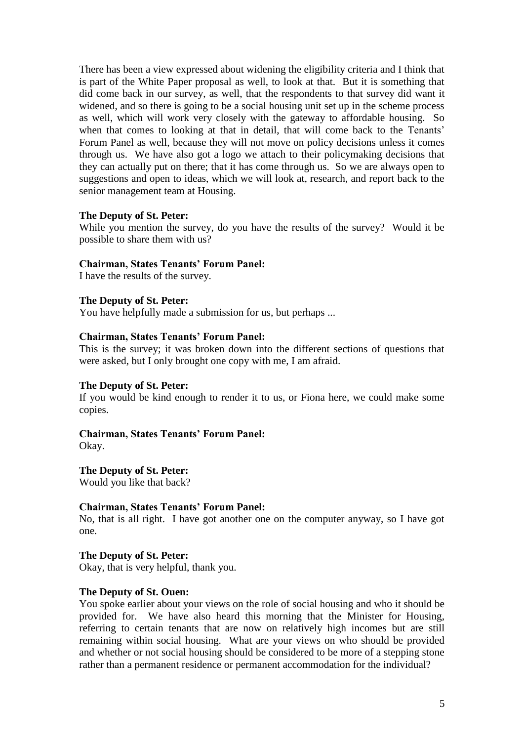There has been a view expressed about widening the eligibility criteria and I think that is part of the White Paper proposal as well, to look at that. But it is something that did come back in our survey, as well, that the respondents to that survey did want it widened, and so there is going to be a social housing unit set up in the scheme process as well, which will work very closely with the gateway to affordable housing. So when that comes to looking at that in detail, that will come back to the Tenants' Forum Panel as well, because they will not move on policy decisions unless it comes through us. We have also got a logo we attach to their policymaking decisions that they can actually put on there; that it has come through us. So we are always open to suggestions and open to ideas, which we will look at, research, and report back to the senior management team at Housing.

**The Deputy of St. Peter:**
While you mention the survey, do you have the results of the survey? Would it be possible to share them with us?

**Chairman, States Tenants' Forum Panel:**
I have the results of the survey.

**The Deputy of St. Peter:**
You have helpfully made a submission for us, but perhaps ...

**Chairman, States Tenants' Forum Panel:**
This is the survey; it was broken down into the different sections of questions that were asked, but I only brought one copy with me, I am afraid.

**The Deputy of St. Peter:**
If you would be kind enough to render it to us, or Fiona here, we could make some copies.

**Chairman, States Tenants' Forum Panel:**
Okay.

**The Deputy of St. Peter:**
Would you like that back?

**Chairman, States Tenants' Forum Panel:**
No, that is all right. I have got another one on the computer anyway, so I have got one.

**The Deputy of St. Peter:**
Okay, that is very helpful, thank you.

**The Deputy of St. Ouen:**
You spoke earlier about your views on the role of social housing and who it should be provided for. We have also heard this morning that the Minister for Housing, referring to certain tenants that are now on relatively high incomes but are still remaining within social housing. What are your views on who should be provided and whether or not social housing should be considered to be more of a stepping stone rather than a permanent residence or permanent accommodation for the individual?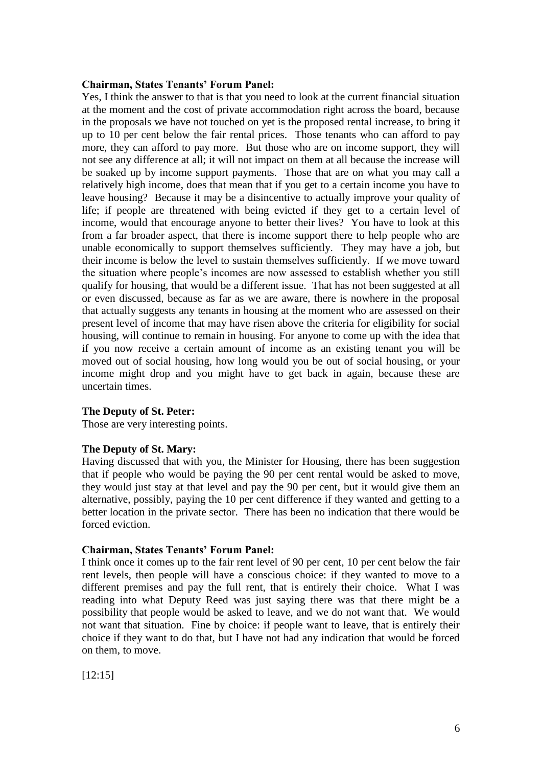**Chairman, States Tenants' Forum Panel:**

Yes, I think the answer to that is that you need to look at the current financial situation at the moment and the cost of private accommodation right across the board, because in the proposals we have not touched on yet is the proposed rental increase, to bring it up to 10 per cent below the fair rental prices. Those tenants who can afford to pay more, they can afford to pay more. But those who are on income support, they will not see any difference at all; it will not impact on them at all because the increase will be soaked up by income support payments. Those that are on what you may call a relatively high income, does that mean that if you get to a certain income you have to leave housing? Because it may be a disincentive to actually improve your quality of life; if people are threatened with being evicted if they get to a certain level of income, would that encourage anyone to better their lives? You have to look at this from a far broader aspect, that there is income support there to help people who are unable economically to support themselves sufficiently. They may have a job, but their income is below the level to sustain themselves sufficiently. If we move toward the situation where people's incomes are now assessed to establish whether you still qualify for housing, that would be a different issue. That has not been suggested at all or even discussed, because as far as we are aware, there is nowhere in the proposal that actually suggests any tenants in housing at the moment who are assessed on their present level of income that may have risen above the criteria for eligibility for social housing, will continue to remain in housing. For anyone to come up with the idea that if you now receive a certain amount of income as an existing tenant you will be moved out of social housing, how long would you be out of social housing, or your income might drop and you might have to get back in again, because these are uncertain times.

**The Deputy of St. Peter:**

Those are very interesting points.

**The Deputy of St. Mary:**

Having discussed that with you, the Minister for Housing, there has been suggestion that if people who would be paying the 90 per cent rental would be asked to move, they would just stay at that level and pay the 90 per cent, but it would give them an alternative, possibly, paying the 10 per cent difference if they wanted and getting to a better location in the private sector. There has been no indication that there would be forced eviction.

**Chairman, States Tenants' Forum Panel:**

I think once it comes up to the fair rent level of 90 per cent, 10 per cent below the fair rent levels, then people will have a conscious choice: if they wanted to move to a different premises and pay the full rent, that is entirely their choice. What I was reading into what Deputy Reed was just saying there was that there might be a possibility that people would be asked to leave, and we do not want that. We would not want that situation. Fine by choice: if people want to leave, that is entirely their choice if they want to do that, but I have not had any indication that would be forced on them, to move.

[12:15]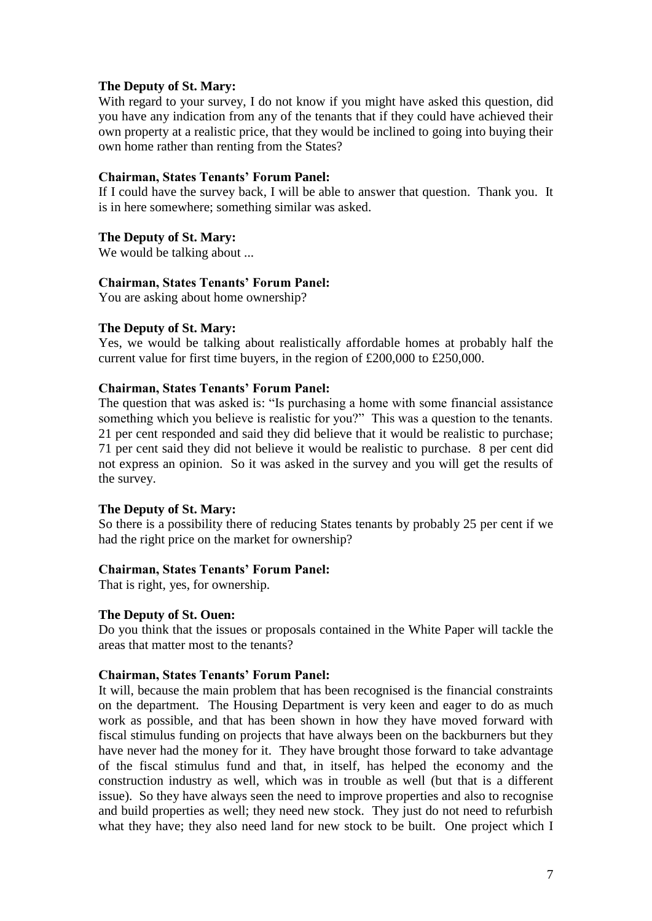**The Deputy of St. Mary:**
With regard to your survey, I do not know if you might have asked this question, did you have any indication from any of the tenants that if they could have achieved their own property at a realistic price, that they would be inclined to going into buying their own home rather than renting from the States?

**Chairman, States Tenants' Forum Panel:**
If I could have the survey back, I will be able to answer that question. Thank you. It is in here somewhere; something similar was asked.

**The Deputy of St. Mary:**
We would be talking about ...

**Chairman, States Tenants' Forum Panel:**
You are asking about home ownership?

**The Deputy of St. Mary:**
Yes, we would be talking about realistically affordable homes at probably half the current value for first time buyers, in the region of £200,000 to £250,000.

**Chairman, States Tenants' Forum Panel:**
The question that was asked is: "Is purchasing a home with some financial assistance something which you believe is realistic for you?" This was a question to the tenants. 21 per cent responded and said they did believe that it would be realistic to purchase; 71 per cent said they did not believe it would be realistic to purchase. 8 per cent did not express an opinion. So it was asked in the survey and you will get the results of the survey.

**The Deputy of St. Mary:**
So there is a possibility there of reducing States tenants by probably 25 per cent if we had the right price on the market for ownership?

**Chairman, States Tenants' Forum Panel:**
That is right, yes, for ownership.

**The Deputy of St. Ouen:**
Do you think that the issues or proposals contained in the White Paper will tackle the areas that matter most to the tenants?

**Chairman, States Tenants' Forum Panel:**
It will, because the main problem that has been recognised is the financial constraints on the department. The Housing Department is very keen and eager to do as much work as possible, and that has been shown in how they have moved forward with fiscal stimulus funding on projects that have always been on the backburners but they have never had the money for it. They have brought those forward to take advantage of the fiscal stimulus fund and that, in itself, has helped the economy and the construction industry as well, which was in trouble as well (but that is a different issue). So they have always seen the need to improve properties and also to recognise and build properties as well; they need new stock. They just do not need to refurbish what they have; they also need land for new stock to be built. One project which I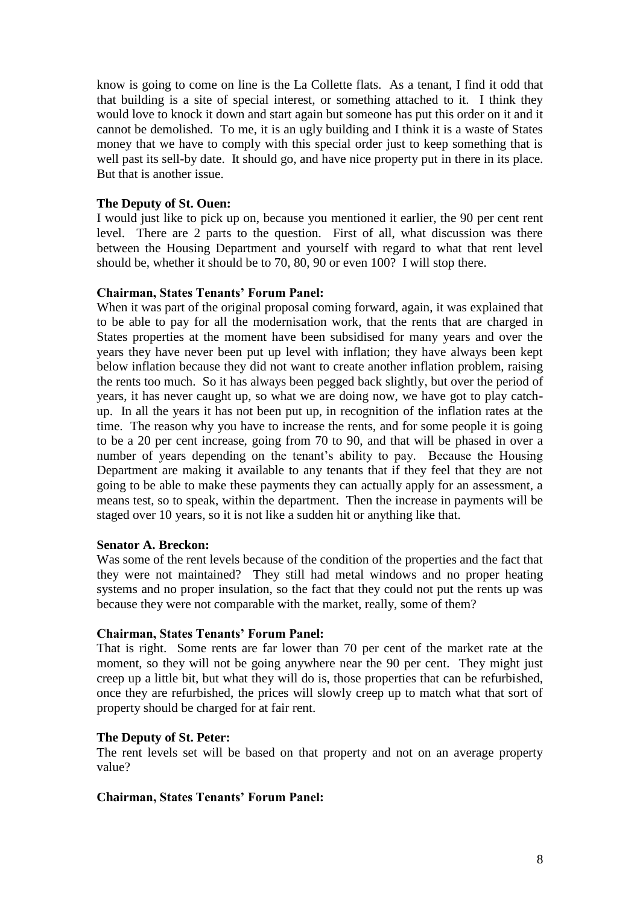know is going to come on line is the La Collette flats. As a tenant, I find it odd that that building is a site of special interest, or something attached to it. I think they would love to knock it down and start again but someone has put this order on it and it cannot be demolished. To me, it is an ugly building and I think it is a waste of States money that we have to comply with this special order just to keep something that is well past its sell-by date. It should go, and have nice property put in there in its place. But that is another issue.

**The Deputy of St. Ouen:**

I would just like to pick up on, because you mentioned it earlier, the 90 per cent rent level. There are 2 parts to the question. First of all, what discussion was there between the Housing Department and yourself with regard to what that rent level should be, whether it should be to 70, 80, 90 or even 100? I will stop there.

**Chairman, States Tenants' Forum Panel:**

When it was part of the original proposal coming forward, again, it was explained that to be able to pay for all the modernisation work, that the rents that are charged in States properties at the moment have been subsidised for many years and over the years they have never been put up level with inflation; they have always been kept below inflation because they did not want to create another inflation problem, raising the rents too much. So it has always been pegged back slightly, but over the period of years, it has never caught up, so what we are doing now, we have got to play catch-up. In all the years it has not been put up, in recognition of the inflation rates at the time. The reason why you have to increase the rents, and for some people it is going to be a 20 per cent increase, going from 70 to 90, and that will be phased in over a number of years depending on the tenant's ability to pay. Because the Housing Department are making it available to any tenants that if they feel that they are not going to be able to make these payments they can actually apply for an assessment, a means test, so to speak, within the department. Then the increase in payments will be staged over 10 years, so it is not like a sudden hit or anything like that.

**Senator A. Breckon:**

Was some of the rent levels because of the condition of the properties and the fact that they were not maintained? They still had metal windows and no proper heating systems and no proper insulation, so the fact that they could not put the rents up was because they were not comparable with the market, really, some of them?

**Chairman, States Tenants' Forum Panel:**

That is right. Some rents are far lower than 70 per cent of the market rate at the moment, so they will not be going anywhere near the 90 per cent. They might just creep up a little bit, but what they will do is, those properties that can be refurbished, once they are refurbished, the prices will slowly creep up to match what that sort of property should be charged for at fair rent.

**The Deputy of St. Peter:**

The rent levels set will be based on that property and not on an average property value?

**Chairman, States Tenants' Forum Panel:**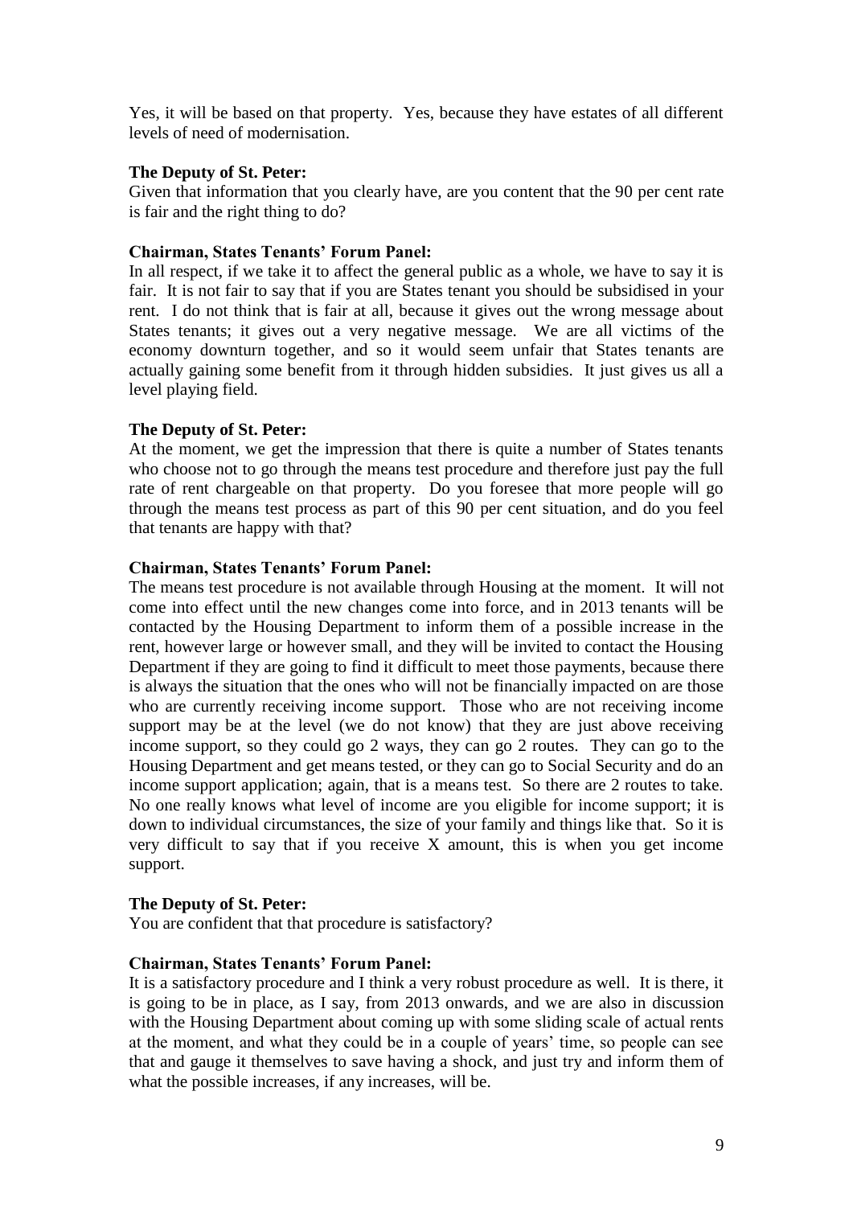Yes, it will be based on that property. Yes, because they have estates of all different levels of need of modernisation.

**The Deputy of St. Peter:**
Given that information that you clearly have, are you content that the 90 per cent rate is fair and the right thing to do?

**Chairman, States Tenants' Forum Panel:**
In all respect, if we take it to affect the general public as a whole, we have to say it is fair. It is not fair to say that if you are States tenant you should be subsidised in your rent. I do not think that is fair at all, because it gives out the wrong message about States tenants; it gives out a very negative message. We are all victims of the economy downturn together, and so it would seem unfair that States tenants are actually gaining some benefit from it through hidden subsidies. It just gives us all a level playing field.

**The Deputy of St. Peter:**
At the moment, we get the impression that there is quite a number of States tenants who choose not to go through the means test procedure and therefore just pay the full rate of rent chargeable on that property. Do you foresee that more people will go through the means test process as part of this 90 per cent situation, and do you feel that tenants are happy with that?

**Chairman, States Tenants' Forum Panel:**
The means test procedure is not available through Housing at the moment. It will not come into effect until the new changes come into force, and in 2013 tenants will be contacted by the Housing Department to inform them of a possible increase in the rent, however large or however small, and they will be invited to contact the Housing Department if they are going to find it difficult to meet those payments, because there is always the situation that the ones who will not be financially impacted on are those who are currently receiving income support. Those who are not receiving income support may be at the level (we do not know) that they are just above receiving income support, so they could go 2 ways, they can go 2 routes. They can go to the Housing Department and get means tested, or they can go to Social Security and do an income support application; again, that is a means test. So there are 2 routes to take. No one really knows what level of income are you eligible for income support; it is down to individual circumstances, the size of your family and things like that. So it is very difficult to say that if you receive X amount, this is when you get income support.

**The Deputy of St. Peter:**
You are confident that that procedure is satisfactory?

**Chairman, States Tenants' Forum Panel:**
It is a satisfactory procedure and I think a very robust procedure as well. It is there, it is going to be in place, as I say, from 2013 onwards, and we are also in discussion with the Housing Department about coming up with some sliding scale of actual rents at the moment, and what they could be in a couple of years' time, so people can see that and gauge it themselves to save having a shock, and just try and inform them of what the possible increases, if any increases, will be.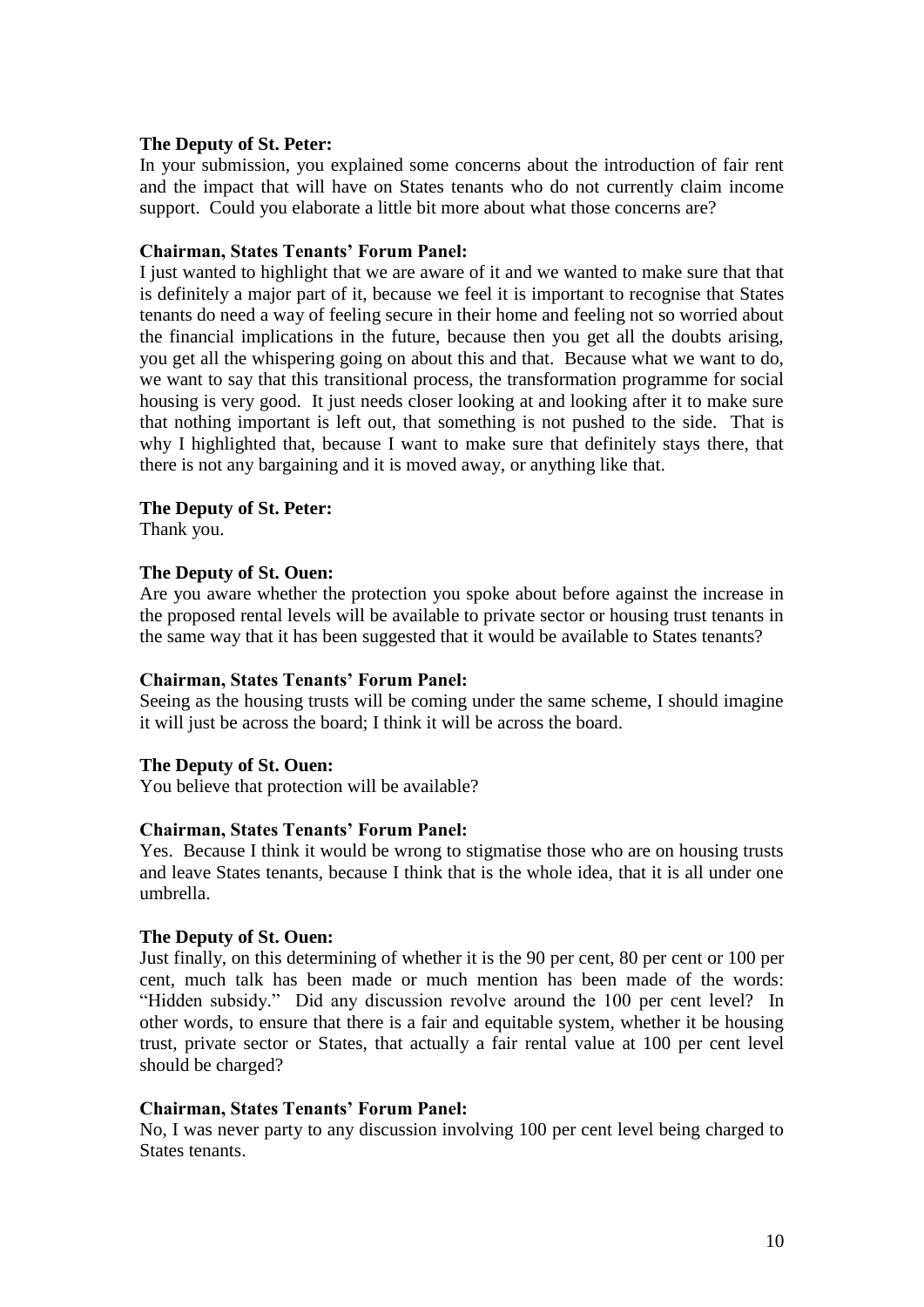**The Deputy of St. Peter:**
In your submission, you explained some concerns about the introduction of fair rent and the impact that will have on States tenants who do not currently claim income support. Could you elaborate a little bit more about what those concerns are?

**Chairman, States Tenants' Forum Panel:**
I just wanted to highlight that we are aware of it and we wanted to make sure that that is definitely a major part of it, because we feel it is important to recognise that States tenants do need a way of feeling secure in their home and feeling not so worried about the financial implications in the future, because then you get all the doubts arising, you get all the whispering going on about this and that. Because what we want to do, we want to say that this transitional process, the transformation programme for social housing is very good. It just needs closer looking at and looking after it to make sure that nothing important is left out, that something is not pushed to the side. That is why I highlighted that, because I want to make sure that definitely stays there, that there is not any bargaining and it is moved away, or anything like that.

**The Deputy of St. Peter:**
Thank you.

**The Deputy of St. Ouen:**
Are you aware whether the protection you spoke about before against the increase in the proposed rental levels will be available to private sector or housing trust tenants in the same way that it has been suggested that it would be available to States tenants?

**Chairman, States Tenants' Forum Panel:**
Seeing as the housing trusts will be coming under the same scheme, I should imagine it will just be across the board; I think it will be across the board.

**The Deputy of St. Ouen:**
You believe that protection will be available?

**Chairman, States Tenants' Forum Panel:**
Yes. Because I think it would be wrong to stigmatise those who are on housing trusts and leave States tenants, because I think that is the whole idea, that it is all under one umbrella.

**The Deputy of St. Ouen:**
Just finally, on this determining of whether it is the 90 per cent, 80 per cent or 100 per cent, much talk has been made or much mention has been made of the words: "Hidden subsidy." Did any discussion revolve around the 100 per cent level? In other words, to ensure that there is a fair and equitable system, whether it be housing trust, private sector or States, that actually a fair rental value at 100 per cent level should be charged?

**Chairman, States Tenants' Forum Panel:**
No, I was never party to any discussion involving 100 per cent level being charged to States tenants.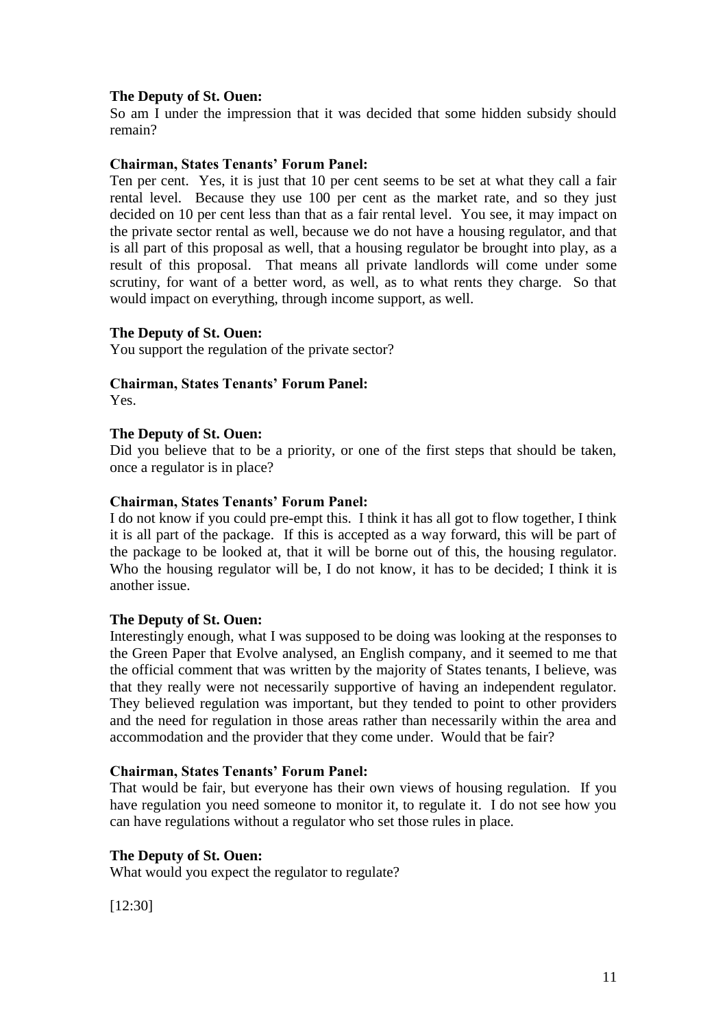**The Deputy of St. Ouen:**

So am I under the impression that it was decided that some hidden subsidy should remain?

**Chairman, States Tenants' Forum Panel:**

Ten per cent. Yes, it is just that 10 per cent seems to be set at what they call a fair rental level. Because they use 100 per cent as the market rate, and so they just decided on 10 per cent less than that as a fair rental level. You see, it may impact on the private sector rental as well, because we do not have a housing regulator, and that is all part of this proposal as well, that a housing regulator be brought into play, as a result of this proposal. That means all private landlords will come under some scrutiny, for want of a better word, as well, as to what rents they charge. So that would impact on everything, through income support, as well.

**The Deputy of St. Ouen:**

You support the regulation of the private sector?

**Chairman, States Tenants' Forum Panel:**

Yes.

**The Deputy of St. Ouen:**

Did you believe that to be a priority, or one of the first steps that should be taken, once a regulator is in place?

**Chairman, States Tenants' Forum Panel:**

I do not know if you could pre-empt this. I think it has all got to flow together, I think it is all part of the package. If this is accepted as a way forward, this will be part of the package to be looked at, that it will be borne out of this, the housing regulator. Who the housing regulator will be, I do not know, it has to be decided; I think it is another issue.

**The Deputy of St. Ouen:**

Interestingly enough, what I was supposed to be doing was looking at the responses to the Green Paper that Evolve analysed, an English company, and it seemed to me that the official comment that was written by the majority of States tenants, I believe, was that they really were not necessarily supportive of having an independent regulator. They believed regulation was important, but they tended to point to other providers and the need for regulation in those areas rather than necessarily within the area and accommodation and the provider that they come under. Would that be fair?

**Chairman, States Tenants' Forum Panel:**

That would be fair, but everyone has their own views of housing regulation. If you have regulation you need someone to monitor it, to regulate it. I do not see how you can have regulations without a regulator who set those rules in place.

**The Deputy of St. Ouen:**

What would you expect the regulator to regulate?

[12:30]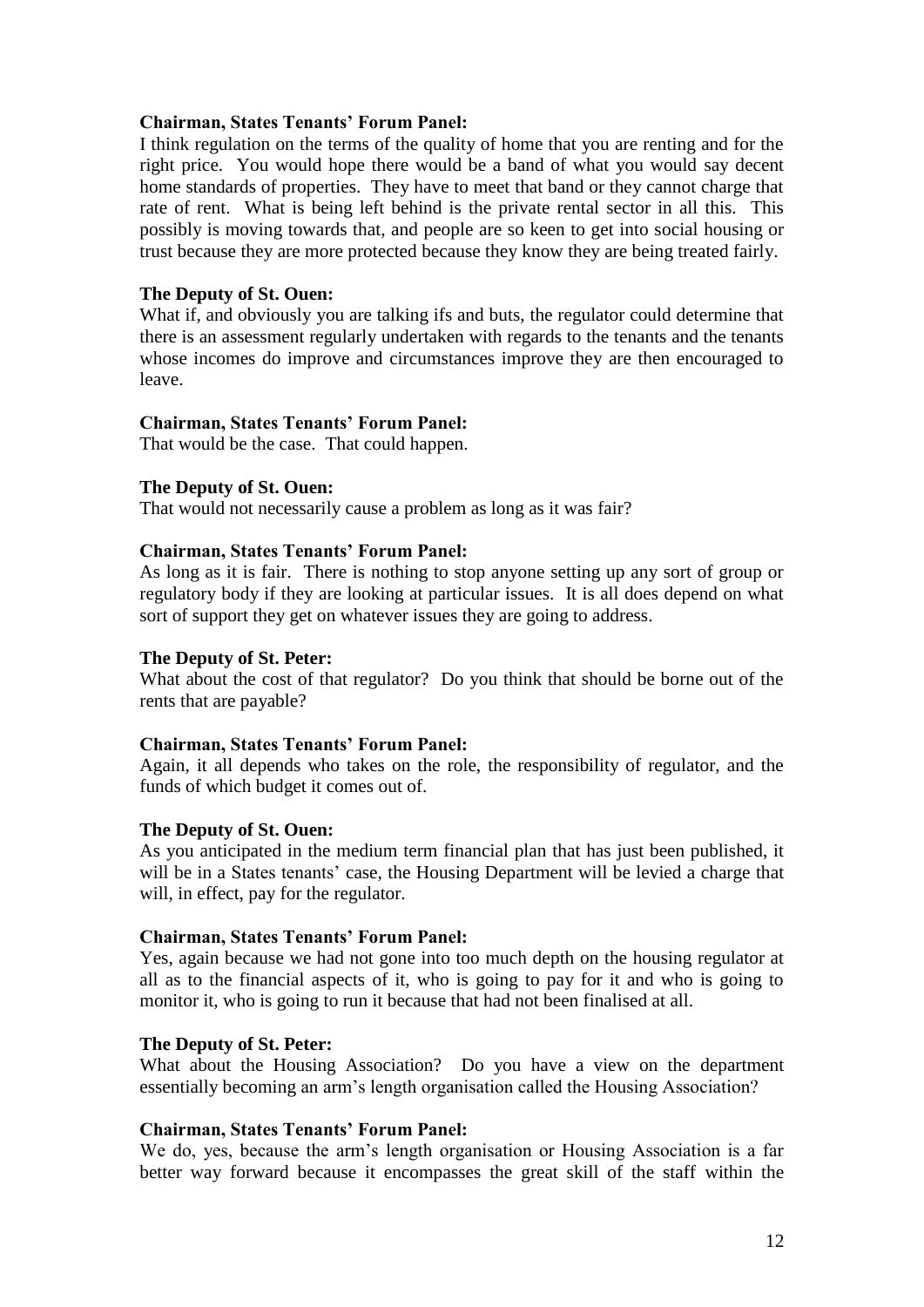**Chairman, States Tenants' Forum Panel:**
I think regulation on the terms of the quality of home that you are renting and for the right price. You would hope there would be a band of what you would say decent home standards of properties. They have to meet that band or they cannot charge that rate of rent. What is being left behind is the private rental sector in all this. This possibly is moving towards that, and people are so keen to get into social housing or trust because they are more protected because they know they are being treated fairly.

**The Deputy of St. Ouen:**
What if, and obviously you are talking ifs and buts, the regulator could determine that there is an assessment regularly undertaken with regards to the tenants and the tenants whose incomes do improve and circumstances improve they are then encouraged to leave.

**Chairman, States Tenants' Forum Panel:**
That would be the case. That could happen.

**The Deputy of St. Ouen:**
That would not necessarily cause a problem as long as it was fair?

**Chairman, States Tenants' Forum Panel:**
As long as it is fair. There is nothing to stop anyone setting up any sort of group or regulatory body if they are looking at particular issues. It is all does depend on what sort of support they get on whatever issues they are going to address.

**The Deputy of St. Peter:**
What about the cost of that regulator? Do you think that should be borne out of the rents that are payable?

**Chairman, States Tenants' Forum Panel:**
Again, it all depends who takes on the role, the responsibility of regulator, and the funds of which budget it comes out of.

**The Deputy of St. Ouen:**
As you anticipated in the medium term financial plan that has just been published, it will be in a States tenants' case, the Housing Department will be levied a charge that will, in effect, pay for the regulator.

**Chairman, States Tenants' Forum Panel:**
Yes, again because we had not gone into too much depth on the housing regulator at all as to the financial aspects of it, who is going to pay for it and who is going to monitor it, who is going to run it because that had not been finalised at all.

**The Deputy of St. Peter:**
What about the Housing Association? Do you have a view on the department essentially becoming an arm's length organisation called the Housing Association?

**Chairman, States Tenants' Forum Panel:**
We do, yes, because the arm's length organisation or Housing Association is a far better way forward because it encompasses the great skill of the staff within the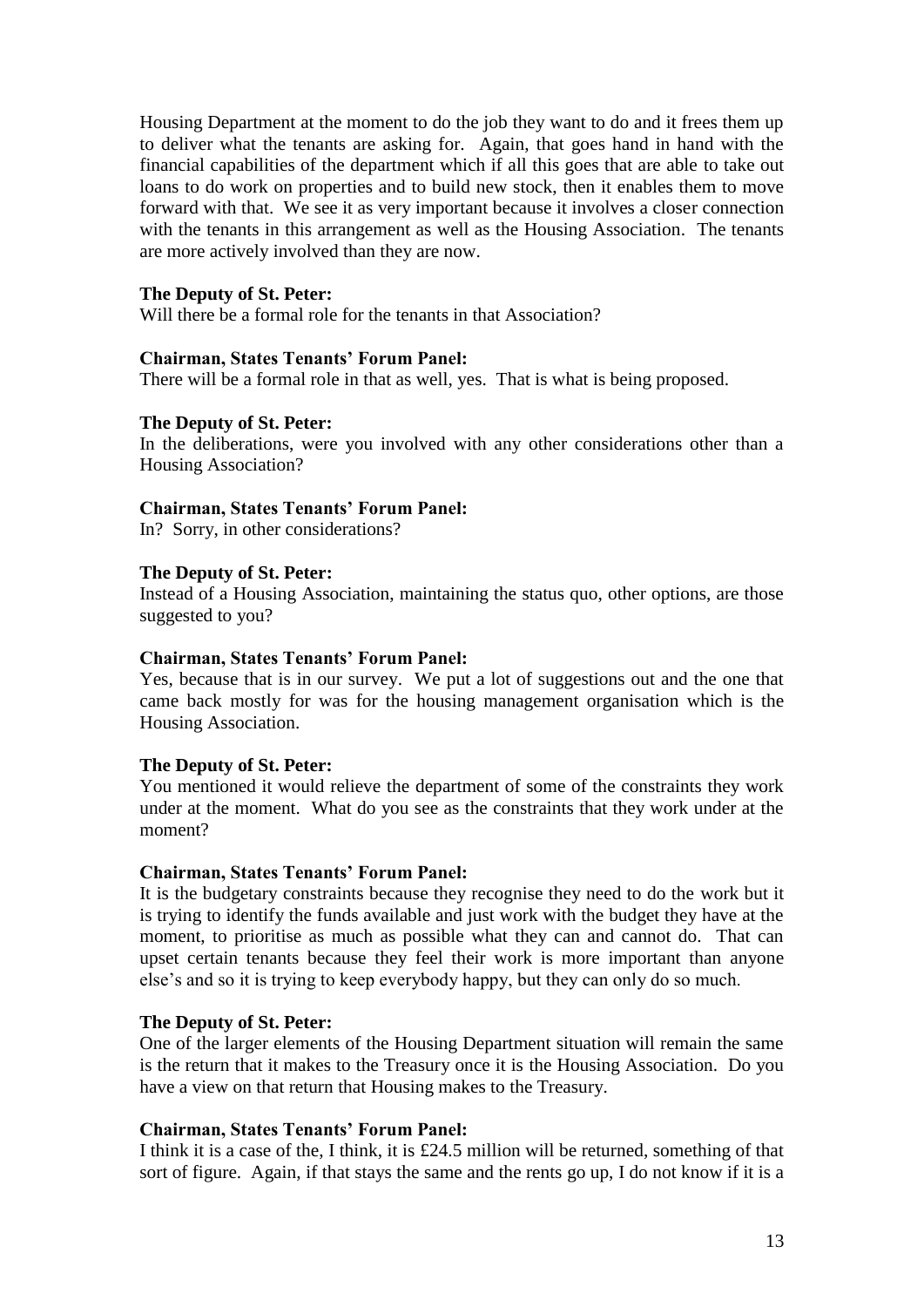Housing Department at the moment to do the job they want to do and it frees them up to deliver what the tenants are asking for. Again, that goes hand in hand with the financial capabilities of the department which if all this goes that are able to take out loans to do work on properties and to build new stock, then it enables them to move forward with that. We see it as very important because it involves a closer connection with the tenants in this arrangement as well as the Housing Association. The tenants are more actively involved than they are now.

**The Deputy of St. Peter:**
Will there be a formal role for the tenants in that Association?

**Chairman, States Tenants' Forum Panel:**
There will be a formal role in that as well, yes. That is what is being proposed.

**The Deputy of St. Peter:**
In the deliberations, were you involved with any other considerations other than a Housing Association?

**Chairman, States Tenants' Forum Panel:**
In? Sorry, in other considerations?

**The Deputy of St. Peter:**
Instead of a Housing Association, maintaining the status quo, other options, are those suggested to you?

**Chairman, States Tenants' Forum Panel:**
Yes, because that is in our survey. We put a lot of suggestions out and the one that came back mostly for was for the housing management organisation which is the Housing Association.

**The Deputy of St. Peter:**
You mentioned it would relieve the department of some of the constraints they work under at the moment. What do you see as the constraints that they work under at the moment?

**Chairman, States Tenants' Forum Panel:**
It is the budgetary constraints because they recognise they need to do the work but it is trying to identify the funds available and just work with the budget they have at the moment, to prioritise as much as possible what they can and cannot do. That can upset certain tenants because they feel their work is more important than anyone else's and so it is trying to keep everybody happy, but they can only do so much.

**The Deputy of St. Peter:**
One of the larger elements of the Housing Department situation will remain the same is the return that it makes to the Treasury once it is the Housing Association. Do you have a view on that return that Housing makes to the Treasury.

**Chairman, States Tenants' Forum Panel:**
I think it is a case of the, I think, it is £24.5 million will be returned, something of that sort of figure. Again, if that stays the same and the rents go up, I do not know if it is a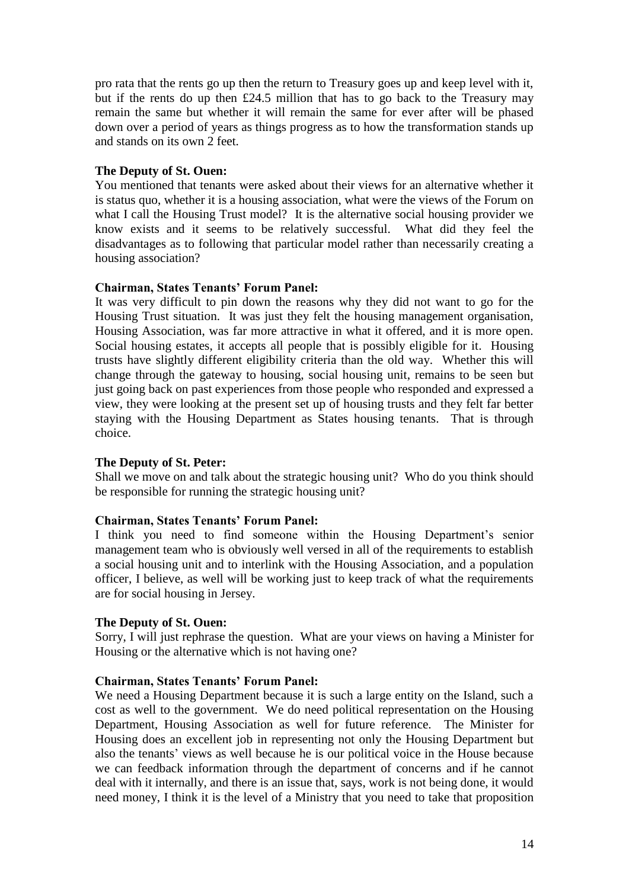pro rata that the rents go up then the return to Treasury goes up and keep level with it, but if the rents do up then £24.5 million that has to go back to the Treasury may remain the same but whether it will remain the same for ever after will be phased down over a period of years as things progress as to how the transformation stands up and stands on its own 2 feet.

**The Deputy of St. Ouen:**
You mentioned that tenants were asked about their views for an alternative whether it is status quo, whether it is a housing association, what were the views of the Forum on what I call the Housing Trust model? It is the alternative social housing provider we know exists and it seems to be relatively successful. What did they feel the disadvantages as to following that particular model rather than necessarily creating a housing association?

**Chairman, States Tenants' Forum Panel:**
It was very difficult to pin down the reasons why they did not want to go for the Housing Trust situation. It was just they felt the housing management organisation, Housing Association, was far more attractive in what it offered, and it is more open. Social housing estates, it accepts all people that is possibly eligible for it. Housing trusts have slightly different eligibility criteria than the old way. Whether this will change through the gateway to housing, social housing unit, remains to be seen but just going back on past experiences from those people who responded and expressed a view, they were looking at the present set up of housing trusts and they felt far better staying with the Housing Department as States housing tenants. That is through choice.

**The Deputy of St. Peter:**
Shall we move on and talk about the strategic housing unit? Who do you think should be responsible for running the strategic housing unit?

**Chairman, States Tenants' Forum Panel:**
I think you need to find someone within the Housing Department's senior management team who is obviously well versed in all of the requirements to establish a social housing unit and to interlink with the Housing Association, and a population officer, I believe, as well will be working just to keep track of what the requirements are for social housing in Jersey.

**The Deputy of St. Ouen:**
Sorry, I will just rephrase the question. What are your views on having a Minister for Housing or the alternative which is not having one?

**Chairman, States Tenants' Forum Panel:**
We need a Housing Department because it is such a large entity on the Island, such a cost as well to the government. We do need political representation on the Housing Department, Housing Association as well for future reference. The Minister for Housing does an excellent job in representing not only the Housing Department but also the tenants' views as well because he is our political voice in the House because we can feedback information through the department of concerns and if he cannot deal with it internally, and there is an issue that, says, work is not being done, it would need money, I think it is the level of a Ministry that you need to take that proposition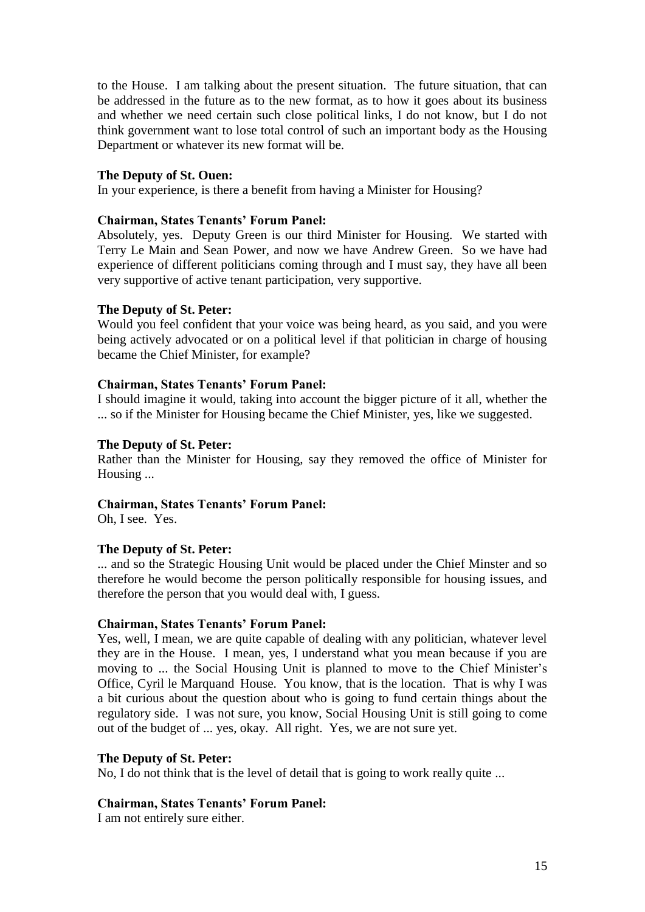to the House. I am talking about the present situation. The future situation, that can be addressed in the future as to the new format, as to how it goes about its business and whether we need certain such close political links, I do not know, but I do not think government want to lose total control of such an important body as the Housing Department or whatever its new format will be.

**The Deputy of St. Ouen:**
In your experience, is there a benefit from having a Minister for Housing?

**Chairman, States Tenants' Forum Panel:**
Absolutely, yes. Deputy Green is our third Minister for Housing. We started with Terry Le Main and Sean Power, and now we have Andrew Green. So we have had experience of different politicians coming through and I must say, they have all been very supportive of active tenant participation, very supportive.

**The Deputy of St. Peter:**
Would you feel confident that your voice was being heard, as you said, and you were being actively advocated or on a political level if that politician in charge of housing became the Chief Minister, for example?

**Chairman, States Tenants' Forum Panel:**
I should imagine it would, taking into account the bigger picture of it all, whether the ... so if the Minister for Housing became the Chief Minister, yes, like we suggested.

**The Deputy of St. Peter:**
Rather than the Minister for Housing, say they removed the office of Minister for Housing ...

**Chairman, States Tenants' Forum Panel:**
Oh, I see. Yes.

**The Deputy of St. Peter:**
... and so the Strategic Housing Unit would be placed under the Chief Minster and so therefore he would become the person politically responsible for housing issues, and therefore the person that you would deal with, I guess.

**Chairman, States Tenants' Forum Panel:**
Yes, well, I mean, we are quite capable of dealing with any politician, whatever level they are in the House. I mean, yes, I understand what you mean because if you are moving to ... the Social Housing Unit is planned to move to the Chief Minister's Office, Cyril le Marquand House. You know, that is the location. That is why I was a bit curious about the question about who is going to fund certain things about the regulatory side. I was not sure, you know, Social Housing Unit is still going to come out of the budget of ... yes, okay. All right. Yes, we are not sure yet.

**The Deputy of St. Peter:**
No, I do not think that is the level of detail that is going to work really quite ...

**Chairman, States Tenants' Forum Panel:**
I am not entirely sure either.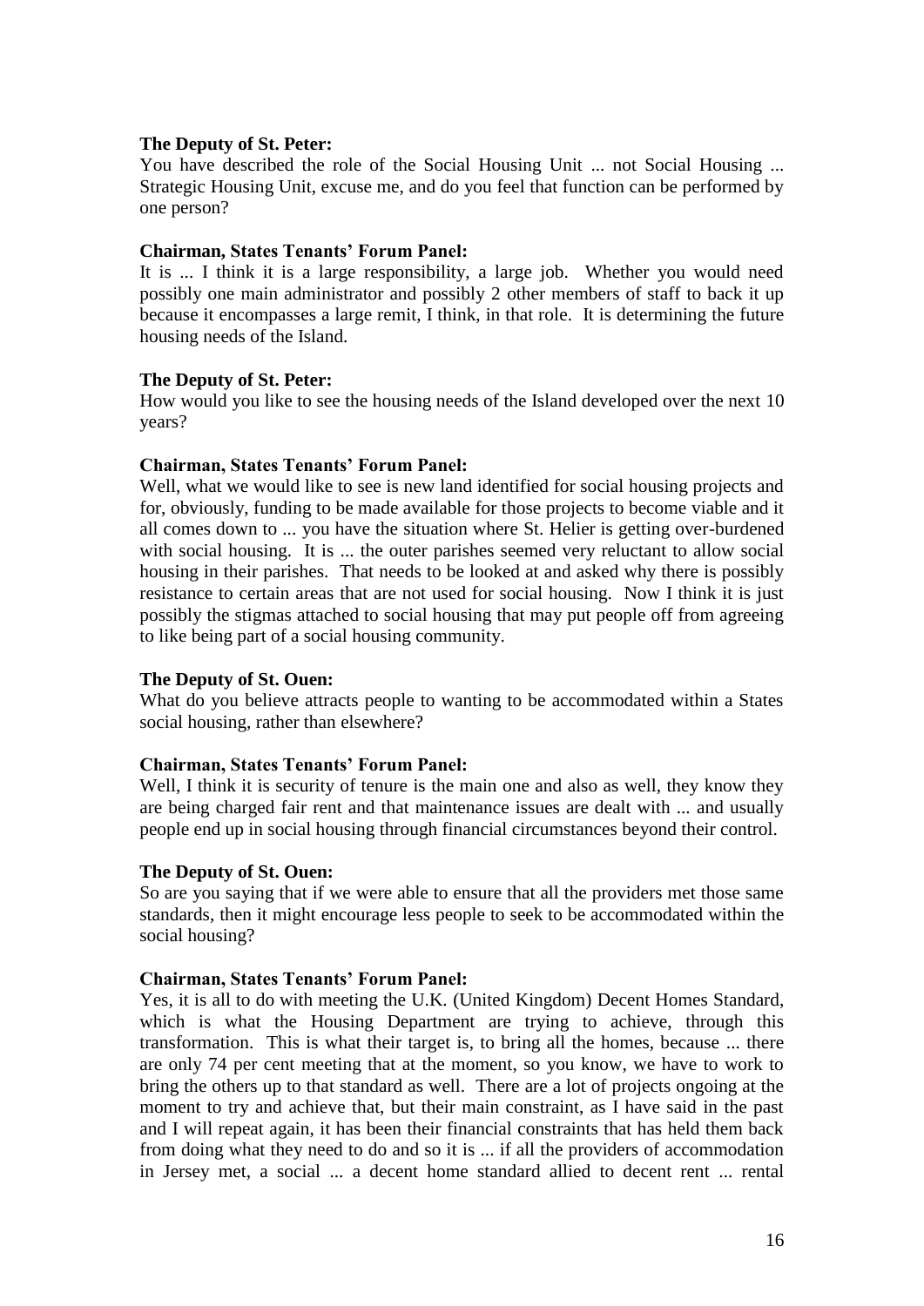**The Deputy of St. Peter:**
You have described the role of the Social Housing Unit ... not Social Housing ... Strategic Housing Unit, excuse me, and do you feel that function can be performed by one person?

**Chairman, States Tenants' Forum Panel:**
It is ... I think it is a large responsibility, a large job. Whether you would need possibly one main administrator and possibly 2 other members of staff to back it up because it encompasses a large remit, I think, in that role. It is determining the future housing needs of the Island.

**The Deputy of St. Peter:**
How would you like to see the housing needs of the Island developed over the next 10 years?

**Chairman, States Tenants' Forum Panel:**
Well, what we would like to see is new land identified for social housing projects and for, obviously, funding to be made available for those projects to become viable and it all comes down to ... you have the situation where St. Helier is getting over-burdened with social housing. It is ... the outer parishes seemed very reluctant to allow social housing in their parishes. That needs to be looked at and asked why there is possibly resistance to certain areas that are not used for social housing. Now I think it is just possibly the stigmas attached to social housing that may put people off from agreeing to like being part of a social housing community.

**The Deputy of St. Ouen:**
What do you believe attracts people to wanting to be accommodated within a States social housing, rather than elsewhere?

**Chairman, States Tenants' Forum Panel:**
Well, I think it is security of tenure is the main one and also as well, they know they are being charged fair rent and that maintenance issues are dealt with ... and usually people end up in social housing through financial circumstances beyond their control.

**The Deputy of St. Ouen:**
So are you saying that if we were able to ensure that all the providers met those same standards, then it might encourage less people to seek to be accommodated within the social housing?

**Chairman, States Tenants' Forum Panel:**
Yes, it is all to do with meeting the U.K. (United Kingdom) Decent Homes Standard, which is what the Housing Department are trying to achieve, through this transformation. This is what their target is, to bring all the homes, because ... there are only 74 per cent meeting that at the moment, so you know, we have to work to bring the others up to that standard as well. There are a lot of projects ongoing at the moment to try and achieve that, but their main constraint, as I have said in the past and I will repeat again, it has been their financial constraints that has held them back from doing what they need to do and so it is ... if all the providers of accommodation in Jersey met, a social ... a decent home standard allied to decent rent ... rental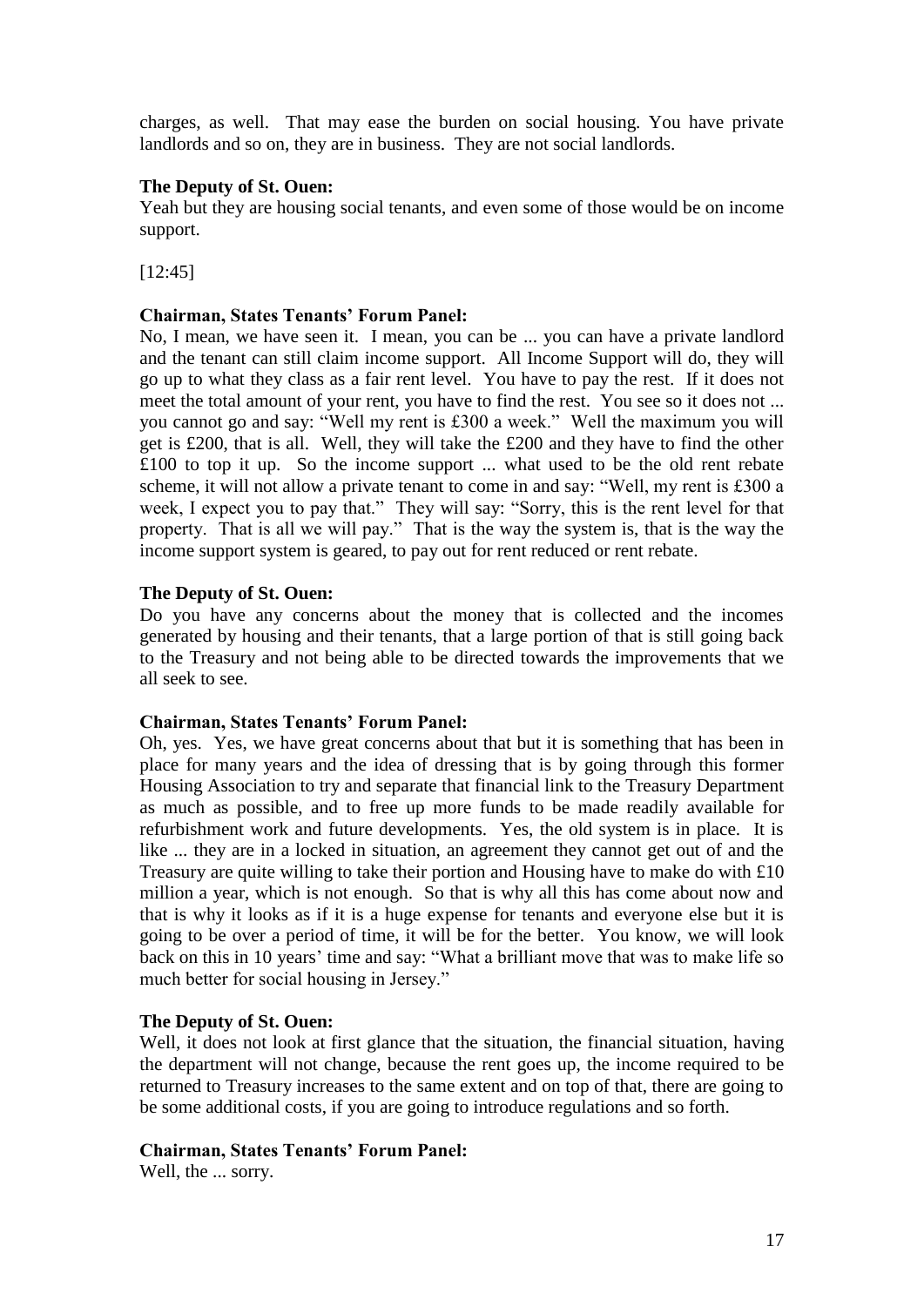charges, as well. That may ease the burden on social housing. You have private landlords and so on, they are in business. They are not social landlords.

**The Deputy of St. Ouen:**

Yeah but they are housing social tenants, and even some of those would be on income support.

[12:45]

**Chairman, States Tenants' Forum Panel:**

No, I mean, we have seen it. I mean, you can be ... you can have a private landlord and the tenant can still claim income support. All Income Support will do, they will go up to what they class as a fair rent level. You have to pay the rest. If it does not meet the total amount of your rent, you have to find the rest. You see so it does not ... you cannot go and say: "Well my rent is £300 a week." Well the maximum you will get is £200, that is all. Well, they will take the £200 and they have to find the other £100 to top it up. So the income support ... what used to be the old rent rebate scheme, it will not allow a private tenant to come in and say: "Well, my rent is £300 a week, I expect you to pay that." They will say: "Sorry, this is the rent level for that property. That is all we will pay." That is the way the system is, that is the way the income support system is geared, to pay out for rent reduced or rent rebate.

**The Deputy of St. Ouen:**

Do you have any concerns about the money that is collected and the incomes generated by housing and their tenants, that a large portion of that is still going back to the Treasury and not being able to be directed towards the improvements that we all seek to see.

**Chairman, States Tenants' Forum Panel:**

Oh, yes. Yes, we have great concerns about that but it is something that has been in place for many years and the idea of dressing that is by going through this former Housing Association to try and separate that financial link to the Treasury Department as much as possible, and to free up more funds to be made readily available for refurbishment work and future developments. Yes, the old system is in place. It is like ... they are in a locked in situation, an agreement they cannot get out of and the Treasury are quite willing to take their portion and Housing have to make do with £10 million a year, which is not enough. So that is why all this has come about now and that is why it looks as if it is a huge expense for tenants and everyone else but it is going to be over a period of time, it will be for the better. You know, we will look back on this in 10 years' time and say: "What a brilliant move that was to make life so much better for social housing in Jersey."

**The Deputy of St. Ouen:**

Well, it does not look at first glance that the situation, the financial situation, having the department will not change, because the rent goes up, the income required to be returned to Treasury increases to the same extent and on top of that, there are going to be some additional costs, if you are going to introduce regulations and so forth.

**Chairman, States Tenants' Forum Panel:**

Well, the ... sorry.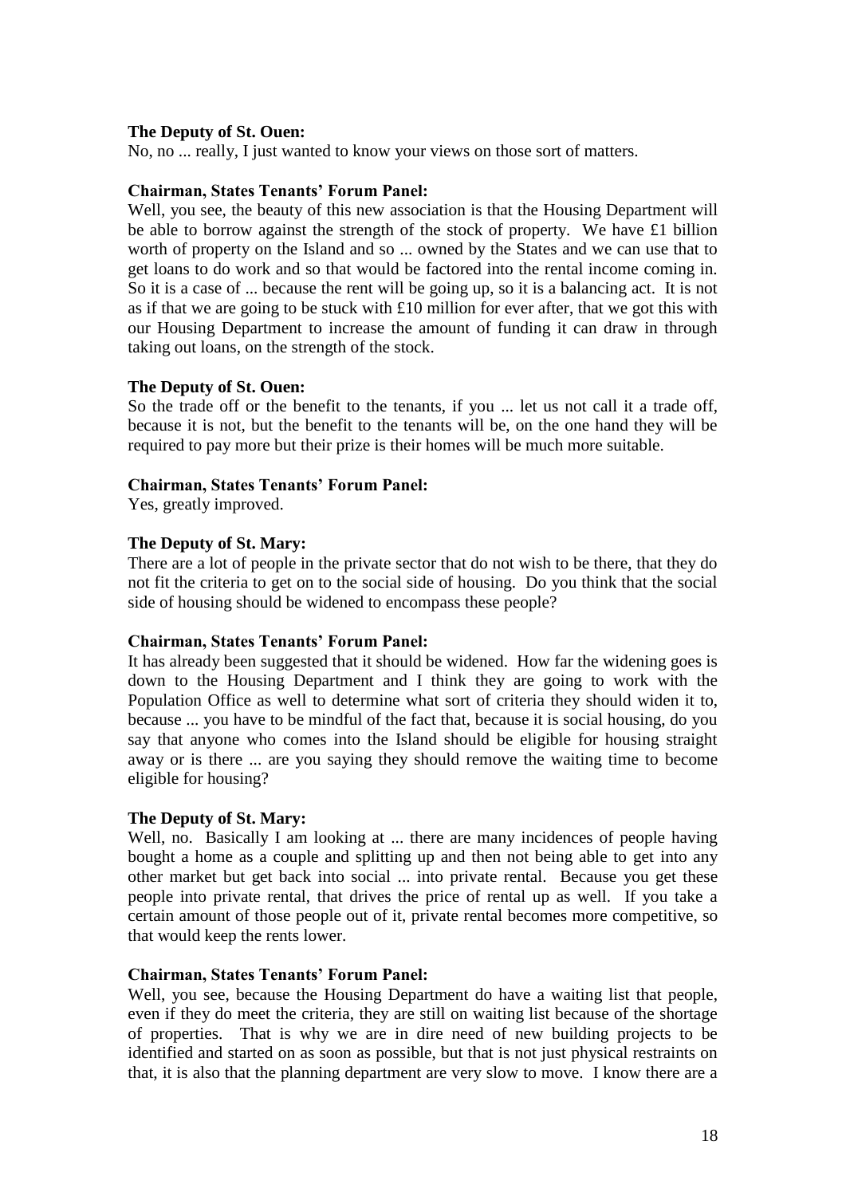**The Deputy of St. Ouen:**
No, no ... really, I just wanted to know your views on those sort of matters.

**Chairman, States Tenants' Forum Panel:**
Well, you see, the beauty of this new association is that the Housing Department will be able to borrow against the strength of the stock of property. We have £1 billion worth of property on the Island and so ... owned by the States and we can use that to get loans to do work and so that would be factored into the rental income coming in. So it is a case of ... because the rent will be going up, so it is a balancing act. It is not as if that we are going to be stuck with £10 million for ever after, that we got this with our Housing Department to increase the amount of funding it can draw in through taking out loans, on the strength of the stock.

**The Deputy of St. Ouen:**
So the trade off or the benefit to the tenants, if you ... let us not call it a trade off, because it is not, but the benefit to the tenants will be, on the one hand they will be required to pay more but their prize is their homes will be much more suitable.

**Chairman, States Tenants' Forum Panel:**
Yes, greatly improved.

**The Deputy of St. Mary:**
There are a lot of people in the private sector that do not wish to be there, that they do not fit the criteria to get on to the social side of housing. Do you think that the social side of housing should be widened to encompass these people?

**Chairman, States Tenants' Forum Panel:**
It has already been suggested that it should be widened. How far the widening goes is down to the Housing Department and I think they are going to work with the Population Office as well to determine what sort of criteria they should widen it to, because ... you have to be mindful of the fact that, because it is social housing, do you say that anyone who comes into the Island should be eligible for housing straight away or is there ... are you saying they should remove the waiting time to become eligible for housing?

**The Deputy of St. Mary:**
Well, no. Basically I am looking at ... there are many incidences of people having bought a home as a couple and splitting up and then not being able to get into any other market but get back into social ... into private rental. Because you get these people into private rental, that drives the price of rental up as well. If you take a certain amount of those people out of it, private rental becomes more competitive, so that would keep the rents lower.

**Chairman, States Tenants' Forum Panel:**
Well, you see, because the Housing Department do have a waiting list that people, even if they do meet the criteria, they are still on waiting list because of the shortage of properties. That is why we are in dire need of new building projects to be identified and started on as soon as possible, but that is not just physical restraints on that, it is also that the planning department are very slow to move. I know there are a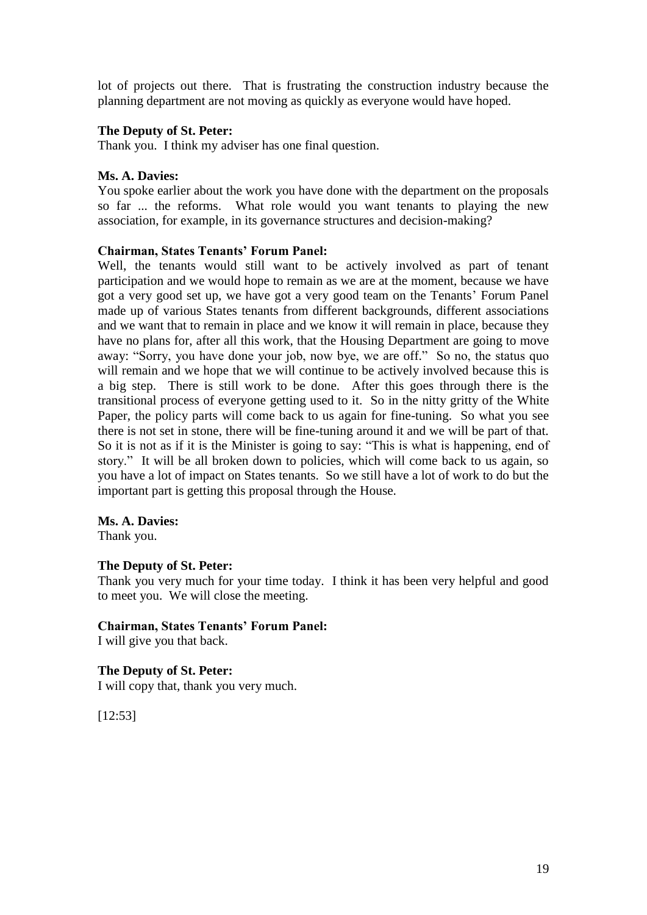lot of projects out there. That is frustrating the construction industry because the planning department are not moving as quickly as everyone would have hoped.

**The Deputy of St. Peter:**
Thank you. I think my adviser has one final question.

**Ms. A. Davies:**
You spoke earlier about the work you have done with the department on the proposals so far ... the reforms. What role would you want tenants to playing the new association, for example, in its governance structures and decision-making?

**Chairman, States Tenants' Forum Panel:**
Well, the tenants would still want to be actively involved as part of tenant participation and we would hope to remain as we are at the moment, because we have got a very good set up, we have got a very good team on the Tenants' Forum Panel made up of various States tenants from different backgrounds, different associations and we want that to remain in place and we know it will remain in place, because they have no plans for, after all this work, that the Housing Department are going to move away: "Sorry, you have done your job, now bye, we are off." So no, the status quo will remain and we hope that we will continue to be actively involved because this is a big step. There is still work to be done. After this goes through there is the transitional process of everyone getting used to it. So in the nitty gritty of the White Paper, the policy parts will come back to us again for fine-tuning. So what you see there is not set in stone, there will be fine-tuning around it and we will be part of that. So it is not as if it is the Minister is going to say: "This is what is happening, end of story." It will be all broken down to policies, which will come back to us again, so you have a lot of impact on States tenants. So we still have a lot of work to do but the important part is getting this proposal through the House.

**Ms. A. Davies:**
Thank you.

**The Deputy of St. Peter:**
Thank you very much for your time today. I think it has been very helpful and good to meet you. We will close the meeting.

**Chairman, States Tenants' Forum Panel:**
I will give you that back.

**The Deputy of St. Peter:**
I will copy that, thank you very much.

[12:53]